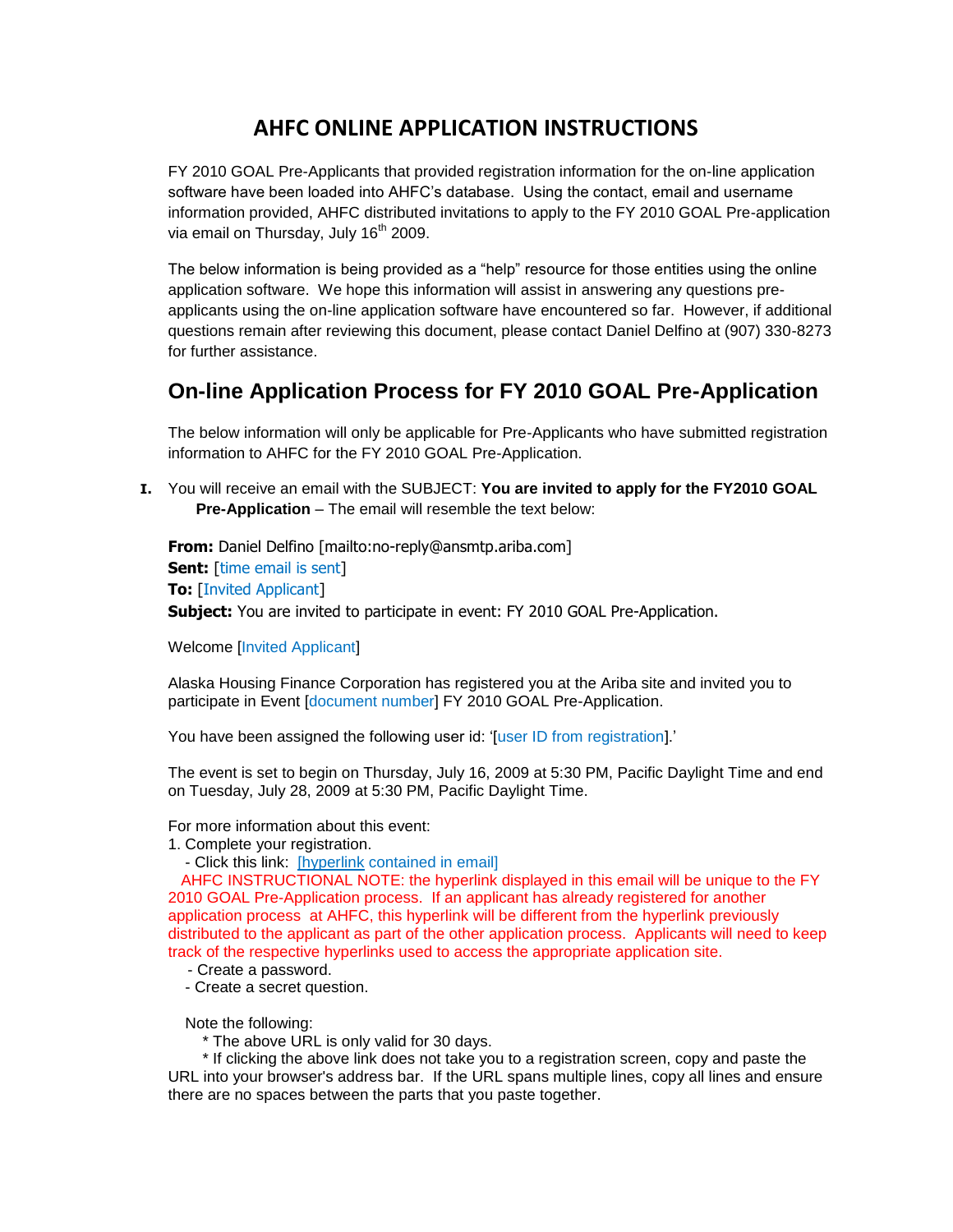# AHFC ONLINE APPLICATION INSTRUCTIONS

FY 2010 GOAL Pre-Applicants that provided registration information for the on-line application software have been loaded into AHFC's database. Using the contact, email and username information provided, AHFC distributed invitations to apply to the FY 2010 GOAL Pre-application via email on Thursday, July 16th 2009.

The below information is being provided as a "help" resource for those entities using the online application software. We hope this information will assist in answering any questions pre-applicants using the on-line application software have encountered so far. However, if additional questions remain after reviewing this document, please contact Daniel Delfino at (907) 330-8273 for further assistance.

## On-line Application Process for FY 2010 GOAL Pre-Application

The below information will only be applicable for Pre-Applicants who have submitted registration information to AHFC for the FY 2010 GOAL Pre-Application.

I. You will receive an email with the SUBJECT: **You are invited to apply for the FY2010 GOAL Pre-Application** – The email will resemble the text below:

**From:** Daniel Delfino [mailto:no-reply@ansmtp.ariba.com]
**Sent:** [time email is sent]
**To:** [Invited Applicant]
**Subject:** You are invited to participate in event: FY 2010 GOAL Pre-Application.

Welcome [Invited Applicant]

Alaska Housing Finance Corporation has registered you at the Ariba site and invited you to participate in Event [document number] FY 2010 GOAL Pre-Application.

You have been assigned the following user id: '[user ID from registration].'

The event is set to begin on Thursday, July 16, 2009 at 5:30 PM, Pacific Daylight Time and end on Tuesday, July 28, 2009 at 5:30 PM, Pacific Daylight Time.

For more information about this event:
1. Complete your registration.
- Click this link: [hyperlink contained in email]

AHFC INSTRUCTIONAL NOTE: the hyperlink displayed in this email will be unique to the FY 2010 GOAL Pre-Application process. If an applicant has already registered for another application process at AHFC, this hyperlink will be different from the hyperlink previously distributed to the applicant as part of the other application process. Applicants will need to keep track of the respective hyperlinks used to access the appropriate application site.

- Create a password.
- Create a secret question.

Note the following:
* The above URL is only valid for 30 days.
* If clicking the above link does not take you to a registration screen, copy and paste the URL into your browser's address bar. If the URL spans multiple lines, copy all lines and ensure there are no spaces between the parts that you paste together.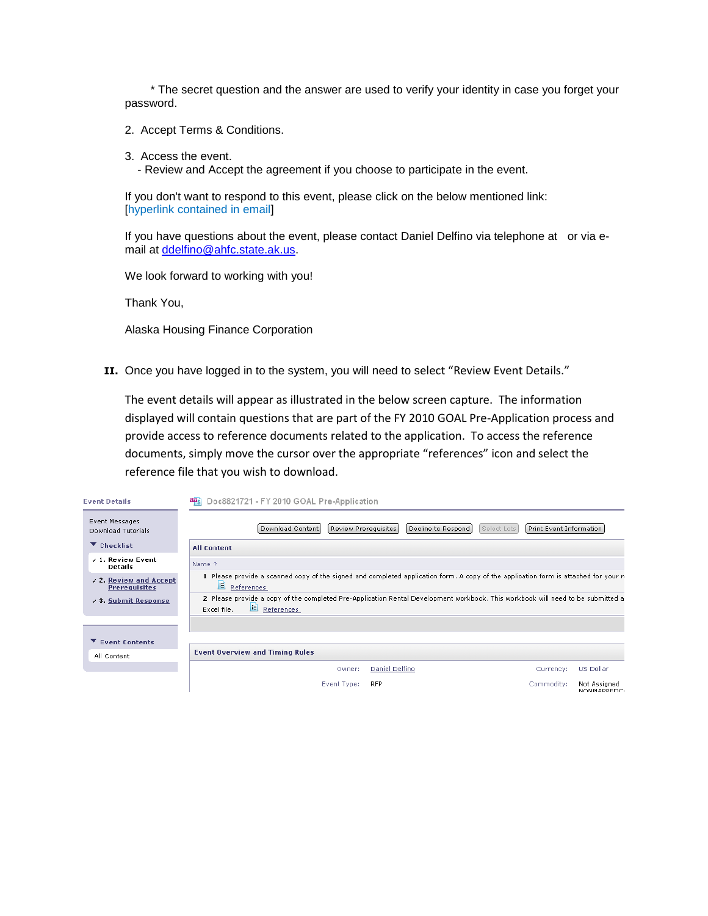* The secret question and the answer are used to verify your identity in case you forget your password.

2. Accept Terms & Conditions.

3. Access the event.
   - Review and Accept the agreement if you choose to participate in the event.

If you don't want to respond to this event, please click on the below mentioned link:
[hyperlink contained in email]

If you have questions about the event, please contact Daniel Delfino via telephone at or via e-mail at ddelfino@ahfc.state.ak.us.

We look forward to working with you!

Thank You,

Alaska Housing Finance Corporation

**II.** Once you have logged in to the system, you will need to select "Review Event Details."

The event details will appear as illustrated in the below screen capture. The information displayed will contain questions that are part of the FY 2010 GOAL Pre-Application process and provide access to reference documents related to the application. To access the reference documents, simply move the cursor over the appropriate "references" icon and select the reference file that you wish to download.

Event Details

Event Messages
Download Tutorials

Checklist
✓ 1. Review Event Details
✓ 2. Review and Accept Prerequisites
✓ 3. Submit Response

Event Contents
All Content

Doc8821721 - FY 2010 GOAL Pre-Application

Download Content | Review Prerequisites | Decline to Respond | Select Lots | Print Event Information

All Content

Name ↑

1 Please provide a scanned copy of the signed and completed application form. A copy of the application form is attached for your r
References

2 Please provide a copy of the completed Pre-Application Rental Development workbook. This workbook will need to be submitted a
Excel file. References

Event Overview and Timing Rules

Owner: Daniel Delfino
Currency: US Dollar
Event Type: RFP
Commodity: Not Assigned NONMAPPEDC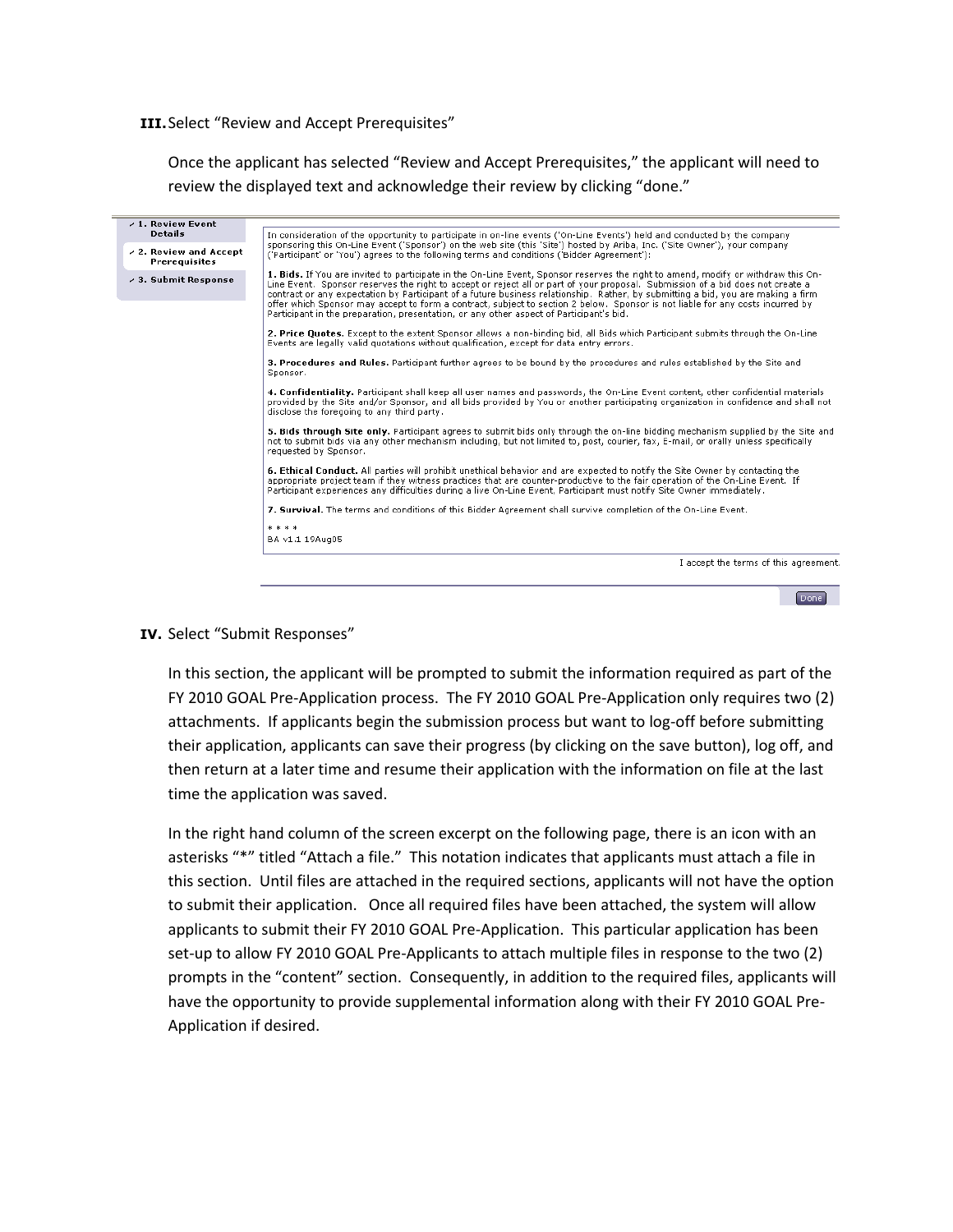**III.** Select "Review and Accept Prerequisites"

Once the applicant has selected "Review and Accept Prerequisites," the applicant will need to review the displayed text and acknowledge their review by clicking "done."

✓ 1. Review Event Details

✓ 2. Review and Accept Prerequisites

✓ 3. Submit Response

In consideration of the opportunity to participate in on-line events ('On-Line Events') held and conducted by the company sponsoring this On-Line Event ('Sponsor') on the web site (this 'Site') hosted by Ariba, Inc. ('Site Owner'), your company ('Participant' or 'You') agrees to the following terms and conditions ('Bidder Agreement'):

**1. Bids.** If You are invited to participate in the On-Line Event, Sponsor reserves the right to amend, modify or withdraw this On-Line Event. Sponsor reserves the right to accept or reject all or part of your proposal. Submission of a bid does not create a contract or any expectation by Participant of a future business relationship. Rather, by submitting a bid, you are making a firm offer which Sponsor may accept to form a contract, subject to section 2 below. Sponsor is not liable for any costs incurred by Participant in the preparation, presentation, or any other aspect of Participant's bid.

**2. Price Quotes.** Except to the extent Sponsor allows a non-binding bid, all Bids which Participant submits through the On-Line Events are legally valid quotations without qualification, except for data entry errors.

**3. Procedures and Rules.** Participant further agrees to be bound by the procedures and rules established by the Site and Sponsor.

**4. Confidentiality.** Participant shall keep all user names and passwords, the On-Line Event content, other confidential materials provided by the Site and/or Sponsor, and all bids provided by You or another participating organization in confidence and shall not disclose the foregoing to any third party.

**5. Bids through Site only.** Participant agrees to submit bids only through the on-line bidding mechanism supplied by the Site and not to submit bids via any other mechanism including, but not limited to, post, courier, fax, E-mail, or orally unless specifically requested by Sponsor.

**6. Ethical Conduct.** All parties will prohibit unethical behavior and are expected to notify the Site Owner by contacting the appropriate project team if they witness practices that are counter-productive to the fair operation of the On-Line Event. If Participant experiences any difficulties during a live On-Line Event, Participant must notify Site Owner immediately.

**7. Survival.** The terms and conditions of this Bidder Agreement shall survive completion of the On-Line Event.

* * * *

BA v1.1 19Aug05

I accept the terms of this agreement.

Done

**IV.** Select "Submit Responses"

In this section, the applicant will be prompted to submit the information required as part of the FY 2010 GOAL Pre-Application process. The FY 2010 GOAL Pre-Application only requires two (2) attachments. If applicants begin the submission process but want to log-off before submitting their application, applicants can save their progress (by clicking on the save button), log off, and then return at a later time and resume their application with the information on file at the last time the application was saved.

In the right hand column of the screen excerpt on the following page, there is an icon with an asterisks "*" titled "Attach a file." This notation indicates that applicants must attach a file in this section. Until files are attached in the required sections, applicants will not have the option to submit their application. Once all required files have been attached, the system will allow applicants to submit their FY 2010 GOAL Pre-Application. This particular application has been set-up to allow FY 2010 GOAL Pre-Applicants to attach multiple files in response to the two (2) prompts in the "content" section. Consequently, in addition to the required files, applicants will have the opportunity to provide supplemental information along with their FY 2010 GOAL Pre-Application if desired.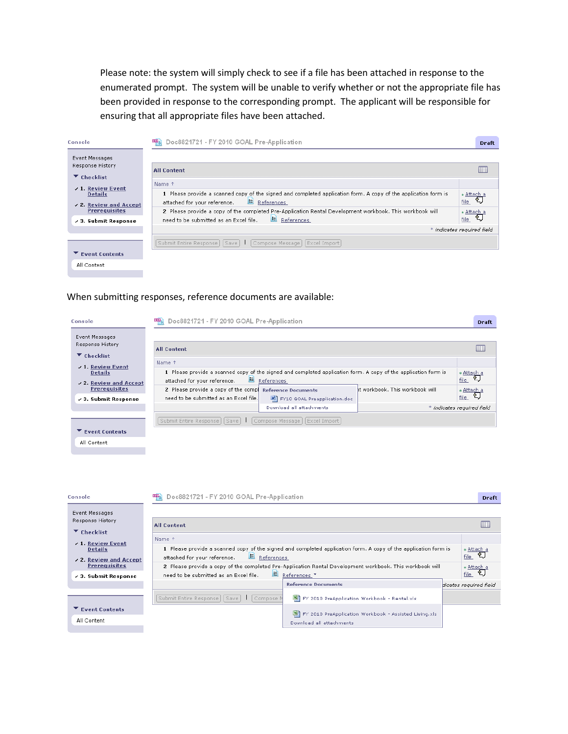Please note: the system will simply check to see if a file has been attached in response to the enumerated prompt. The system will be unable to verify whether or not the appropriate file has been provided in response to the corresponding prompt. The applicant will be responsible for ensuring that all appropriate files have been attached.

Console

Event Messages
Response History
Checklist
1. Review Event Details
2. Review and Accept Prerequisites
3. Submit Response

Event Contents
All Content

Doc8821721 - FY 2010 GOAL Pre-Application

Draft

All Content

Name ↑

1 Please provide a scanned copy of the signed and completed application form. A copy of the application form is attached for your reference. References

* Attach a file

2 Please provide a copy of the completed Pre-Application Rental Development workbook. This workbook will need to be submitted as an Excel file. References

* Attach a file

* indicates required field

Submit Entire Response | Save | Compose Message | Excel Import

When submitting responses, reference documents are available:

Console

Event Messages
Response History
Checklist
1. Review Event Details
2. Review and Accept Prerequisites
3. Submit Response

Event Contents
All Content

Doc8821721 - FY 2010 GOAL Pre-Application

Draft

All Content

Name ↑

1 Please provide a scanned copy of the signed and completed application form. A copy of the application form is attached for your reference. References

* Attach a file

2 Please provide a copy of the compl... ...t workbook. This workbook will need to be submitted as an Excel file.

* Attach a file

Reference Documents
FY10 GOAL Preapplication.doc
Download all attachments

* indicates required field

Submit Entire Response | Save | Compose Message | Excel Import

Console

Event Messages
Response History
Checklist
1. Review Event Details
2. Review and Accept Prerequisites
3. Submit Response

Event Contents
All Content

Doc8821721 - FY 2010 GOAL Pre-Application

Draft

All Content

Name ↑

1 Please provide a scanned copy of the signed and completed application form. A copy of the application form is attached for your reference. References

* Attach a file

2 Please provide a copy of the completed Pre-Application Rental Development workbook. This workbook will need to be submitted as an Excel file. References

* Attach a file

Reference Documents
FY 2010 PreApplication Workbook - Rental.xls
FY 2010 PreApplication Workbook - Assisted Living.xls
Download all attachments

...dicates required field

Submit Entire Response | Save | Compose M...